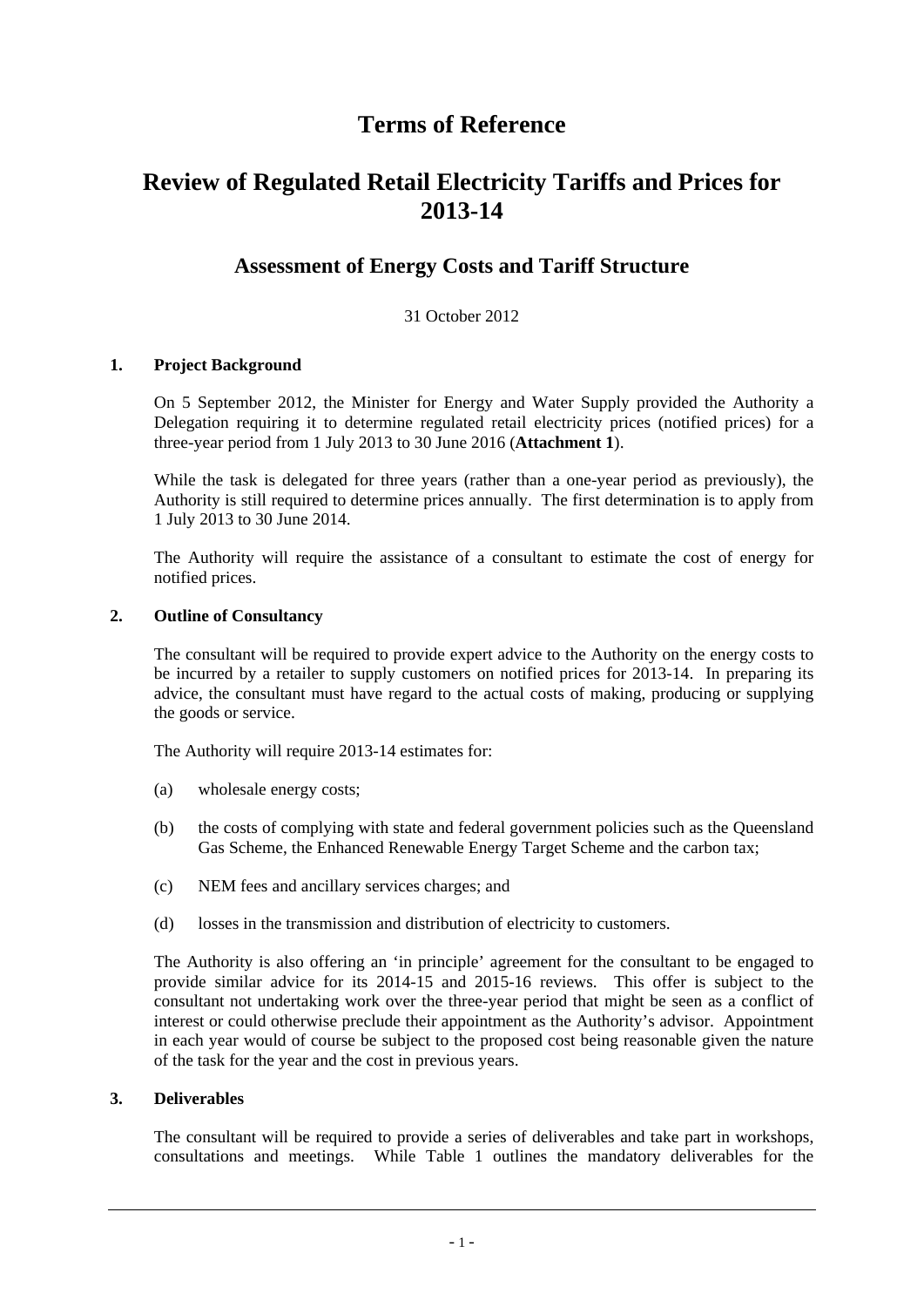# Terms of Reference

# Review of Regulated Retail Electricity Tariffs and Prices for 2013-14

## Assessment of Energy Costs and Tariff Structure

31 October 2012

### 1. Project Background

On 5 September 2012, the Minister for Energy and Water Supply provided the Authority a Delegation requiring it to determine regulated retail electricity prices (notified prices) for a three-year period from 1 July 2013 to 30 June 2016 (**Attachment 1**).

While the task is delegated for three years (rather than a one-year period as previously), the Authority is still required to determine prices annually. The first determination is to apply from 1 July 2013 to 30 June 2014.

The Authority will require the assistance of a consultant to estimate the cost of energy for notified prices.

### 2. Outline of Consultancy

The consultant will be required to provide expert advice to the Authority on the energy costs to be incurred by a retailer to supply customers on notified prices for 2013-14. In preparing its advice, the consultant must have regard to the actual costs of making, producing or supplying the goods or service.

The Authority will require 2013-14 estimates for:

(a) wholesale energy costs;

(b) the costs of complying with state and federal government policies such as the Queensland Gas Scheme, the Enhanced Renewable Energy Target Scheme and the carbon tax;

(c) NEM fees and ancillary services charges; and

(d) losses in the transmission and distribution of electricity to customers.

The Authority is also offering an 'in principle' agreement for the consultant to be engaged to provide similar advice for its 2014-15 and 2015-16 reviews. This offer is subject to the consultant not undertaking work over the three-year period that might be seen as a conflict of interest or could otherwise preclude their appointment as the Authority's advisor. Appointment in each year would of course be subject to the proposed cost being reasonable given the nature of the task for the year and the cost in previous years.

### 3. Deliverables

The consultant will be required to provide a series of deliverables and take part in workshops, consultations and meetings. While Table 1 outlines the mandatory deliverables for the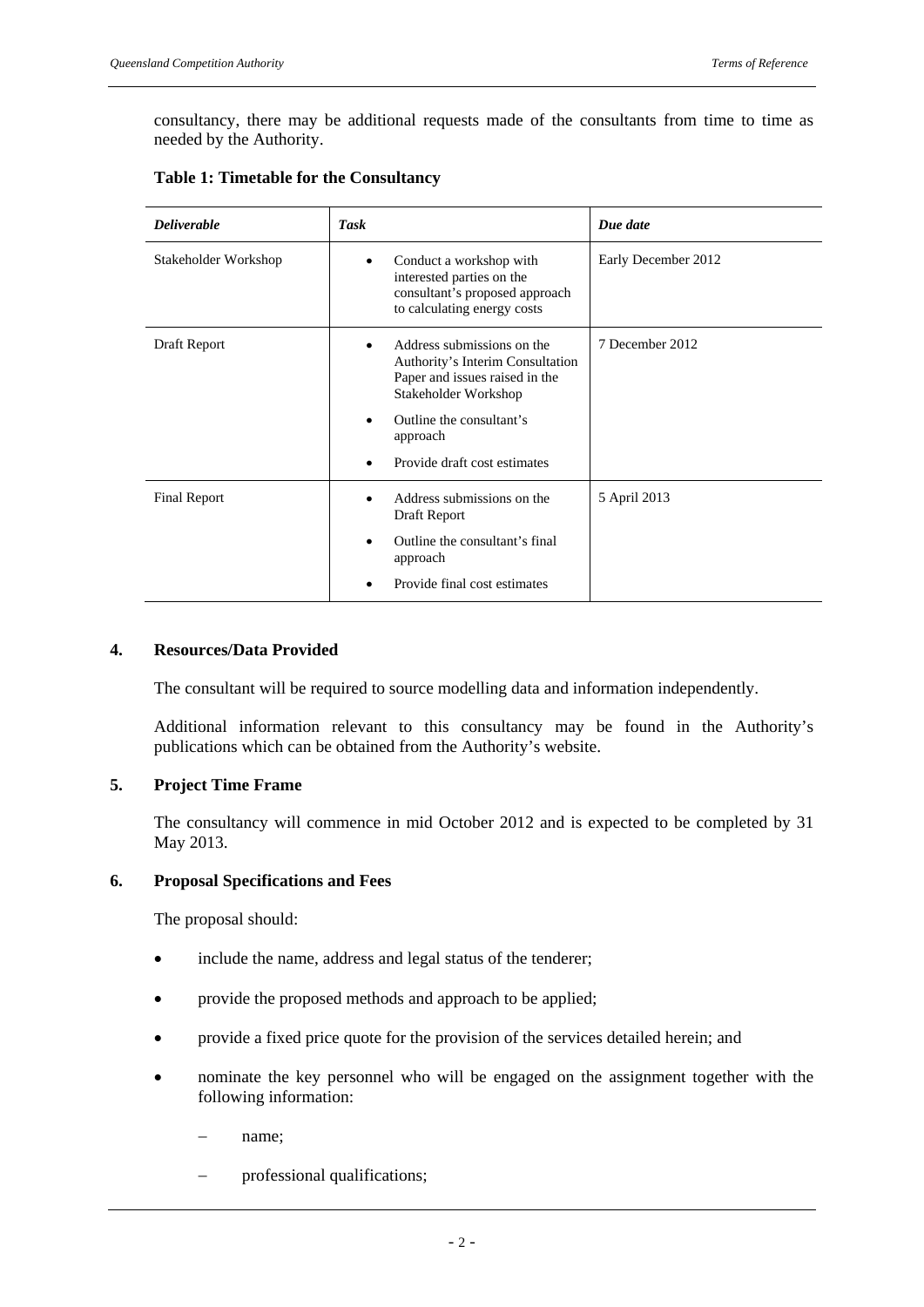consultancy, there may be additional requests made of the consultants from time to time as needed by the Authority.

**Table 1: Timetable for the Consultancy**

| *Deliverable* | *Task* | *Due date* |
|---|---|---|
| Stakeholder Workshop | • Conduct a workshop with interested parties on the consultant's proposed approach to calculating energy costs | Early December 2012 |
| Draft Report | • Address submissions on the Authority's Interim Consultation Paper and issues raised in the Stakeholder Workshop<br>• Outline the consultant's approach<br>• Provide draft cost estimates | 7 December 2012 |
| Final Report | • Address submissions on the Draft Report<br>• Outline the consultant's final approach<br>• Provide final cost estimates | 5 April 2013 |

## 4. Resources/Data Provided

The consultant will be required to source modelling data and information independently.

Additional information relevant to this consultancy may be found in the Authority's publications which can be obtained from the Authority's website.

## 5. Project Time Frame

The consultancy will commence in mid October 2012 and is expected to be completed by 31 May 2013.

## 6. Proposal Specifications and Fees

The proposal should:

- include the name, address and legal status of the tenderer;
- provide the proposed methods and approach to be applied;
- provide a fixed price quote for the provision of the services detailed herein; and
- nominate the key personnel who will be engaged on the assignment together with the following information:
  - name;
  - professional qualifications;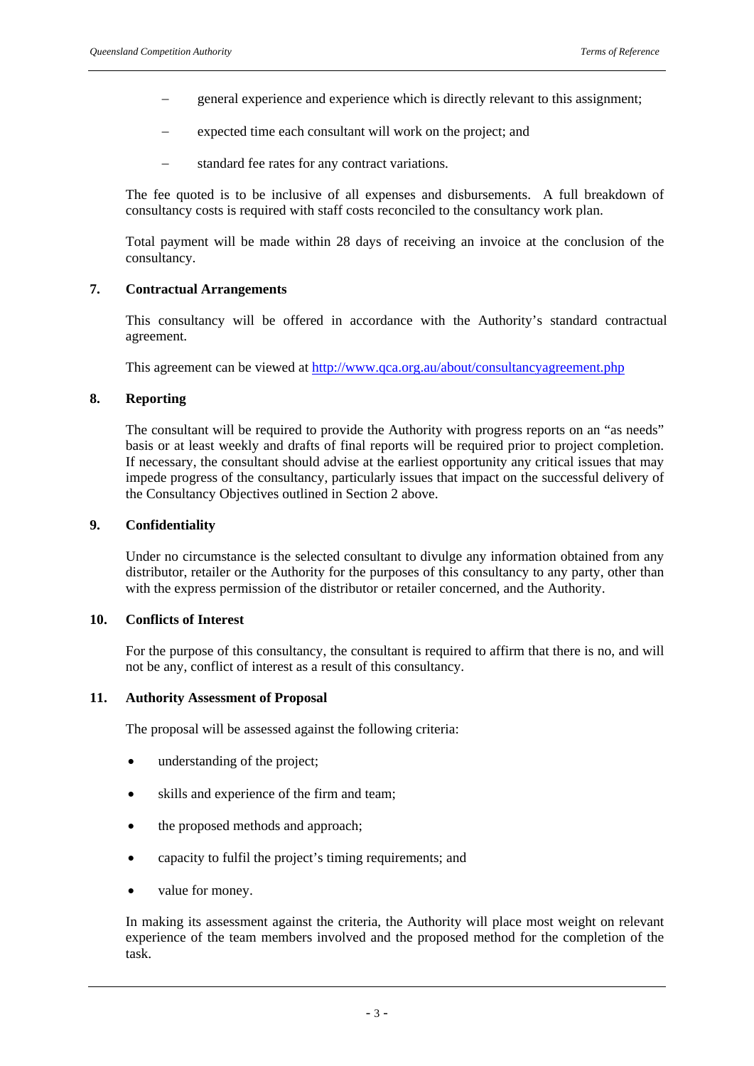- general experience and experience which is directly relevant to this assignment;
- expected time each consultant will work on the project; and
- standard fee rates for any contract variations.

The fee quoted is to be inclusive of all expenses and disbursements. A full breakdown of consultancy costs is required with staff costs reconciled to the consultancy work plan.

Total payment will be made within 28 days of receiving an invoice at the conclusion of the consultancy.

## 7. Contractual Arrangements

This consultancy will be offered in accordance with the Authority's standard contractual agreement.

This agreement can be viewed at http://www.qca.org.au/about/consultancyagreement.php

## 8. Reporting

The consultant will be required to provide the Authority with progress reports on an "as needs" basis or at least weekly and drafts of final reports will be required prior to project completion. If necessary, the consultant should advise at the earliest opportunity any critical issues that may impede progress of the consultancy, particularly issues that impact on the successful delivery of the Consultancy Objectives outlined in Section 2 above.

## 9. Confidentiality

Under no circumstance is the selected consultant to divulge any information obtained from any distributor, retailer or the Authority for the purposes of this consultancy to any party, other than with the express permission of the distributor or retailer concerned, and the Authority.

## 10. Conflicts of Interest

For the purpose of this consultancy, the consultant is required to affirm that there is no, and will not be any, conflict of interest as a result of this consultancy.

## 11. Authority Assessment of Proposal

The proposal will be assessed against the following criteria:

- understanding of the project;
- skills and experience of the firm and team;
- the proposed methods and approach;
- capacity to fulfil the project's timing requirements; and
- value for money.

In making its assessment against the criteria, the Authority will place most weight on relevant experience of the team members involved and the proposed method for the completion of the task.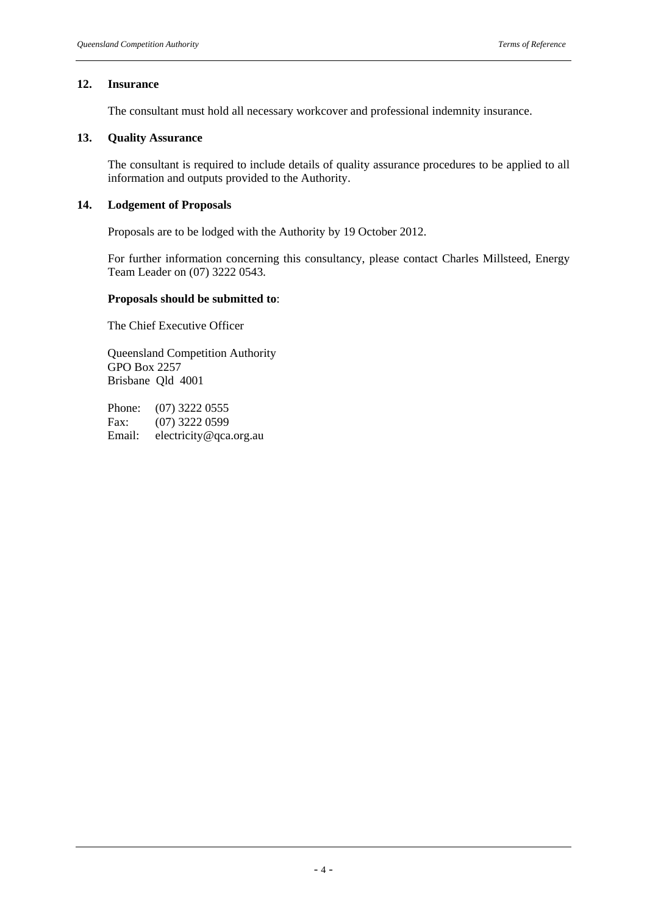## 12. Insurance

The consultant must hold all necessary workcover and professional indemnity insurance.

## 13. Quality Assurance

The consultant is required to include details of quality assurance procedures to be applied to all information and outputs provided to the Authority.

## 14. Lodgement of Proposals

Proposals are to be lodged with the Authority by 19 October 2012.

For further information concerning this consultancy, please contact Charles Millsteed, Energy Team Leader on (07) 3222 0543.

**Proposals should be submitted to**:

The Chief Executive Officer

Queensland Competition Authority
GPO Box 2257
Brisbane Qld 4001

Phone: (07) 3222 0555
Fax: (07) 3222 0599
Email: electricity@qca.org.au